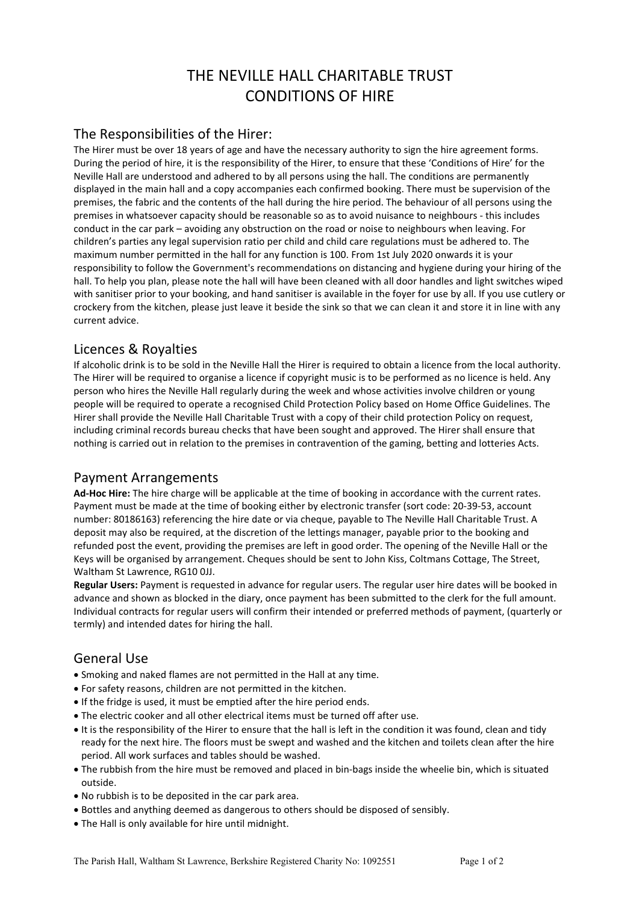# THE NEVILLE HALL CHARITABLE TRUST
# CONDITIONS OF HIRE

## The Responsibilities of the Hirer:

The Hirer must be over 18 years of age and have the necessary authority to sign the hire agreement forms. During the period of hire, it is the responsibility of the Hirer, to ensure that these 'Conditions of Hire' for the Neville Hall are understood and adhered to by all persons using the hall. The conditions are permanently displayed in the main hall and a copy accompanies each confirmed booking. There must be supervision of the premises, the fabric and the contents of the hall during the hire period. The behaviour of all persons using the premises in whatsoever capacity should be reasonable so as to avoid nuisance to neighbours - this includes conduct in the car park – avoiding any obstruction on the road or noise to neighbours when leaving. For children's parties any legal supervision ratio per child and child care regulations must be adhered to. The maximum number permitted in the hall for any function is 100. From 1st July 2020 onwards it is your responsibility to follow the Government's recommendations on distancing and hygiene during your hiring of the hall. To help you plan, please note the hall will have been cleaned with all door handles and light switches wiped with sanitiser prior to your booking, and hand sanitiser is available in the foyer for use by all. If you use cutlery or crockery from the kitchen, please just leave it beside the sink so that we can clean it and store it in line with any current advice.

## Licences & Royalties

If alcoholic drink is to be sold in the Neville Hall the Hirer is required to obtain a licence from the local authority. The Hirer will be required to organise a licence if copyright music is to be performed as no licence is held. Any person who hires the Neville Hall regularly during the week and whose activities involve children or young people will be required to operate a recognised Child Protection Policy based on Home Office Guidelines. The Hirer shall provide the Neville Hall Charitable Trust with a copy of their child protection Policy on request, including criminal records bureau checks that have been sought and approved. The Hirer shall ensure that nothing is carried out in relation to the premises in contravention of the gaming, betting and lotteries Acts.

## Payment Arrangements

**Ad-Hoc Hire:** The hire charge will be applicable at the time of booking in accordance with the current rates. Payment must be made at the time of booking either by electronic transfer (sort code: 20-39-53, account number: 80186163) referencing the hire date or via cheque, payable to The Neville Hall Charitable Trust. A deposit may also be required, at the discretion of the lettings manager, payable prior to the booking and refunded post the event, providing the premises are left in good order. The opening of the Neville Hall or the Keys will be organised by arrangement. Cheques should be sent to John Kiss, Coltmans Cottage, The Street, Waltham St Lawrence, RG10 0JJ.

**Regular Users:** Payment is requested in advance for regular users. The regular user hire dates will be booked in advance and shown as blocked in the diary, once payment has been submitted to the clerk for the full amount. Individual contracts for regular users will confirm their intended or preferred methods of payment, (quarterly or termly) and intended dates for hiring the hall.

## General Use

- Smoking and naked flames are not permitted in the Hall at any time.
- For safety reasons, children are not permitted in the kitchen.
- If the fridge is used, it must be emptied after the hire period ends.
- The electric cooker and all other electrical items must be turned off after use.
- It is the responsibility of the Hirer to ensure that the hall is left in the condition it was found, clean and tidy ready for the next hire. The floors must be swept and washed and the kitchen and toilets clean after the hire period. All work surfaces and tables should be washed.
- The rubbish from the hire must be removed and placed in bin-bags inside the wheelie bin, which is situated outside.
- No rubbish is to be deposited in the car park area.
- Bottles and anything deemed as dangerous to others should be disposed of sensibly.
- The Hall is only available for hire until midnight.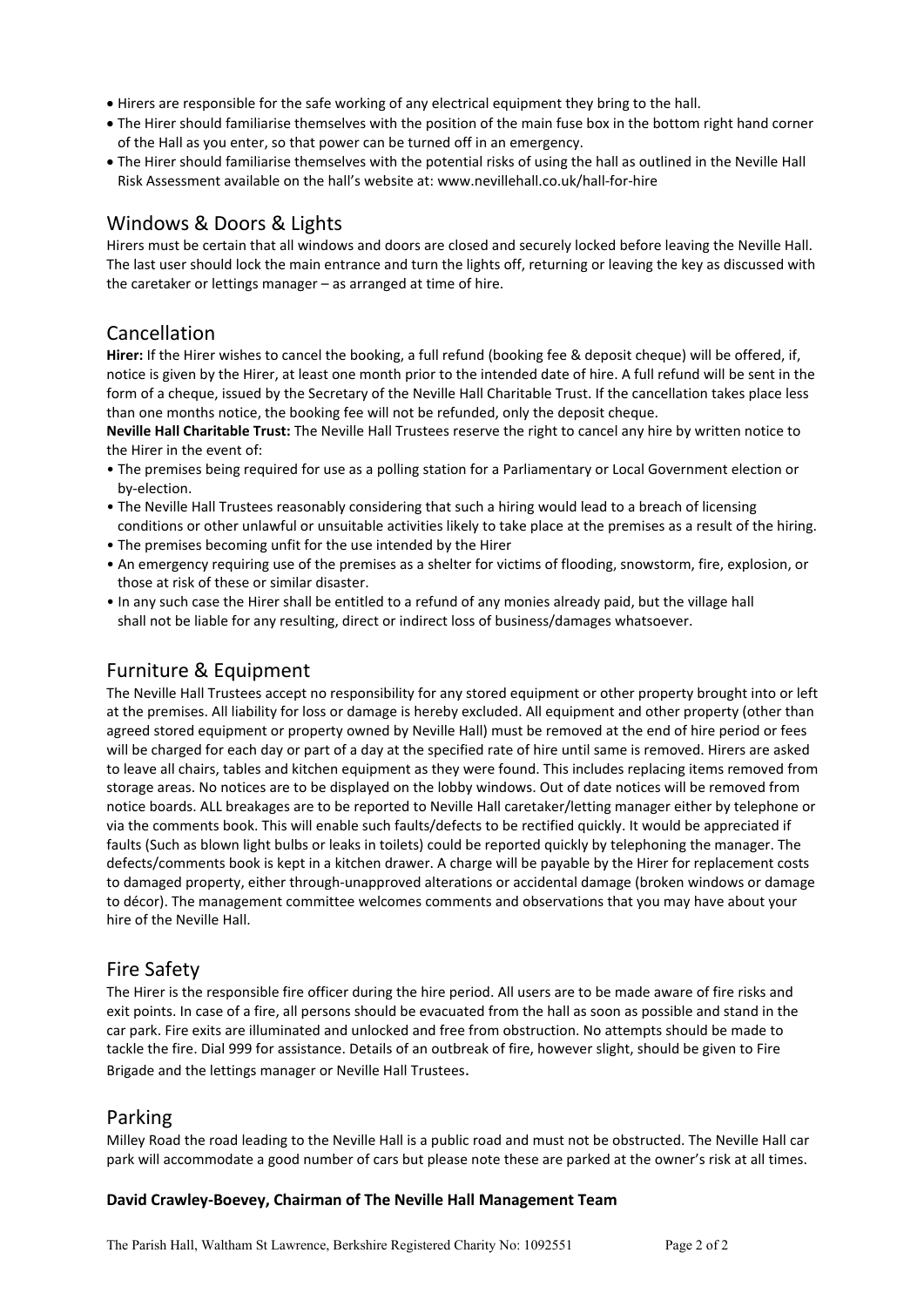- Hirers are responsible for the safe working of any electrical equipment they bring to the hall.
- The Hirer should familiarise themselves with the position of the main fuse box in the bottom right hand corner of the Hall as you enter, so that power can be turned off in an emergency.
- The Hirer should familiarise themselves with the potential risks of using the hall as outlined in the Neville Hall Risk Assessment available on the hall's website at: www.nevillehall.co.uk/hall-for-hire

## Windows & Doors & Lights

Hirers must be certain that all windows and doors are closed and securely locked before leaving the Neville Hall. The last user should lock the main entrance and turn the lights off, returning or leaving the key as discussed with the caretaker or lettings manager – as arranged at time of hire.

## Cancellation

**Hirer:** If the Hirer wishes to cancel the booking, a full refund (booking fee & deposit cheque) will be offered, if, notice is given by the Hirer, at least one month prior to the intended date of hire. A full refund will be sent in the form of a cheque, issued by the Secretary of the Neville Hall Charitable Trust. If the cancellation takes place less than one months notice, the booking fee will not be refunded, only the deposit cheque.

**Neville Hall Charitable Trust:** The Neville Hall Trustees reserve the right to cancel any hire by written notice to the Hirer in the event of:

- The premises being required for use as a polling station for a Parliamentary or Local Government election or by-election.
- The Neville Hall Trustees reasonably considering that such a hiring would lead to a breach of licensing conditions or other unlawful or unsuitable activities likely to take place at the premises as a result of the hiring.
- The premises becoming unfit for the use intended by the Hirer
- An emergency requiring use of the premises as a shelter for victims of flooding, snowstorm, fire, explosion, or those at risk of these or similar disaster.
- In any such case the Hirer shall be entitled to a refund of any monies already paid, but the village hall shall not be liable for any resulting, direct or indirect loss of business/damages whatsoever.

## Furniture & Equipment

The Neville Hall Trustees accept no responsibility for any stored equipment or other property brought into or left at the premises. All liability for loss or damage is hereby excluded. All equipment and other property (other than agreed stored equipment or property owned by Neville Hall) must be removed at the end of hire period or fees will be charged for each day or part of a day at the specified rate of hire until same is removed. Hirers are asked to leave all chairs, tables and kitchen equipment as they were found. This includes replacing items removed from storage areas. No notices are to be displayed on the lobby windows. Out of date notices will be removed from notice boards. ALL breakages are to be reported to Neville Hall caretaker/letting manager either by telephone or via the comments book. This will enable such faults/defects to be rectified quickly. It would be appreciated if faults (Such as blown light bulbs or leaks in toilets) could be reported quickly by telephoning the manager. The defects/comments book is kept in a kitchen drawer. A charge will be payable by the Hirer for replacement costs to damaged property, either through-unapproved alterations or accidental damage (broken windows or damage to décor). The management committee welcomes comments and observations that you may have about your hire of the Neville Hall.

## Fire Safety

The Hirer is the responsible fire officer during the hire period. All users are to be made aware of fire risks and exit points. In case of a fire, all persons should be evacuated from the hall as soon as possible and stand in the car park. Fire exits are illuminated and unlocked and free from obstruction. No attempts should be made to tackle the fire. Dial 999 for assistance. Details of an outbreak of fire, however slight, should be given to Fire Brigade and the lettings manager or Neville Hall Trustees.

## Parking

Milley Road the road leading to the Neville Hall is a public road and must not be obstructed. The Neville Hall car park will accommodate a good number of cars but please note these are parked at the owner's risk at all times.

**David Crawley-Boevey, Chairman of The Neville Hall Management Team**

The Parish Hall, Waltham St Lawrence, Berkshire Registered Charity No: 1092551